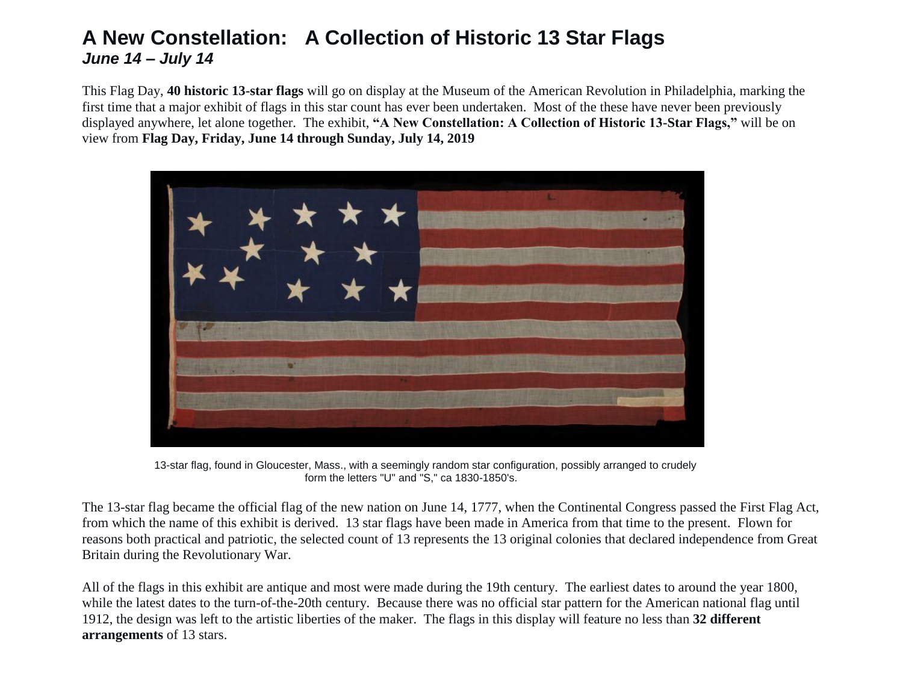# A New Constellation: A Collection of Historic 13 Star Flags

***June 14 – July 14***

This Flag Day, **40 historic 13-star flags** will go on display at the Museum of the American Revolution in Philadelphia, marking the first time that a major exhibit of flags in this star count has ever been undertaken. Most of the these have never been previously displayed anywhere, let alone together. The exhibit, **"A New Constellation: A Collection of Historic 13-Star Flags,"** will be on view from **Flag Day, Friday, June 14 through Sunday, July 14, 2019**

13-star flag, found in Gloucester, Mass., with a seemingly random star configuration, possibly arranged to crudely form the letters "U" and "S," ca 1830-1850's.

The 13-star flag became the official flag of the new nation on June 14, 1777, when the Continental Congress passed the First Flag Act, from which the name of this exhibit is derived. 13 star flags have been made in America from that time to the present. Flown for reasons both practical and patriotic, the selected count of 13 represents the 13 original colonies that declared independence from Great Britain during the Revolutionary War.

All of the flags in this exhibit are antique and most were made during the 19th century. The earliest dates to around the year 1800, while the latest dates to the turn-of-the-20th century. Because there was no official star pattern for the American national flag until 1912, the design was left to the artistic liberties of the maker. The flags in this display will feature no less than **32 different arrangements** of 13 stars.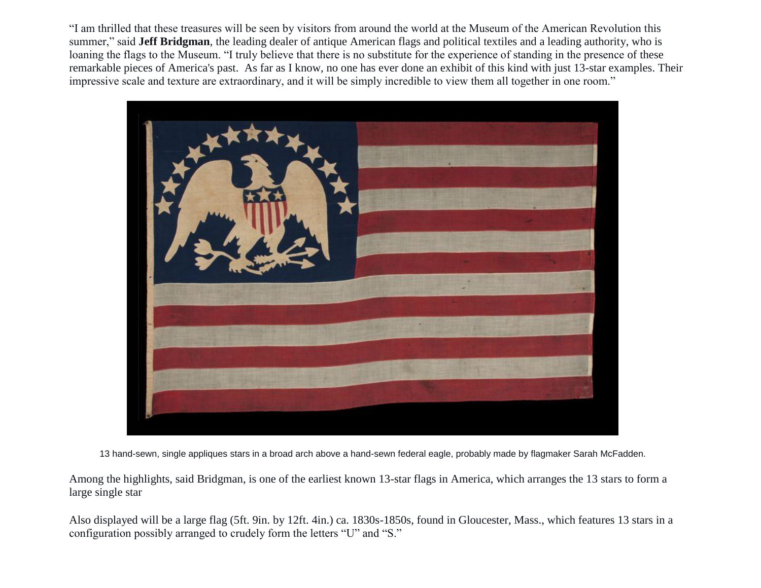“I am thrilled that these treasures will be seen by visitors from around the world at the Museum of the American Revolution this summer,” said **Jeff Bridgman**, the leading dealer of antique American flags and political textiles and a leading authority, who is loaning the flags to the Museum. “I truly believe that there is no substitute for the experience of standing in the presence of these remarkable pieces of America's past. As far as I know, no one has ever done an exhibit of this kind with just 13-star examples. Their impressive scale and texture are extraordinary, and it will be simply incredible to view them all together in one room.”

13 hand-sewn, single appliques stars in a broad arch above a hand-sewn federal eagle, probably made by flagmaker Sarah McFadden.

Among the highlights, said Bridgman, is one of the earliest known 13-star flags in America, which arranges the 13 stars to form a large single star

Also displayed will be a large flag (5ft. 9in. by 12ft. 4in.) ca. 1830s-1850s, found in Gloucester, Mass., which features 13 stars in a configuration possibly arranged to crudely form the letters “U” and “S.”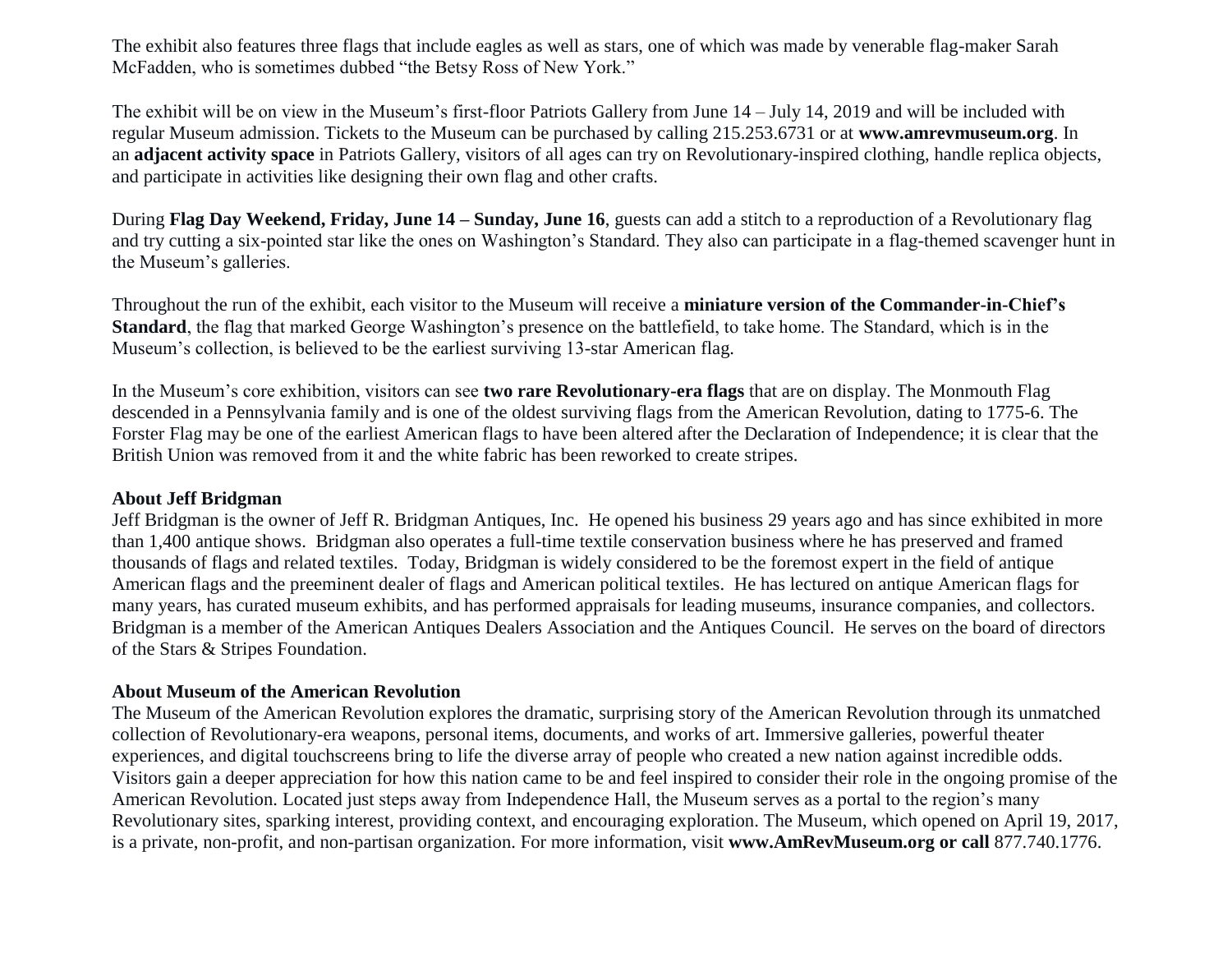The exhibit also features three flags that include eagles as well as stars, one of which was made by venerable flag-maker Sarah McFadden, who is sometimes dubbed "the Betsy Ross of New York."

The exhibit will be on view in the Museum's first-floor Patriots Gallery from June 14 – July 14, 2019 and will be included with regular Museum admission. Tickets to the Museum can be purchased by calling 215.253.6731 or at **www.amrevmuseum.org**. In an **adjacent activity space** in Patriots Gallery, visitors of all ages can try on Revolutionary-inspired clothing, handle replica objects, and participate in activities like designing their own flag and other crafts.

During **Flag Day Weekend, Friday, June 14 – Sunday, June 16**, guests can add a stitch to a reproduction of a Revolutionary flag and try cutting a six-pointed star like the ones on Washington's Standard. They also can participate in a flag-themed scavenger hunt in the Museum's galleries.

Throughout the run of the exhibit, each visitor to the Museum will receive a **miniature version of the Commander-in-Chief's Standard**, the flag that marked George Washington's presence on the battlefield, to take home. The Standard, which is in the Museum's collection, is believed to be the earliest surviving 13-star American flag.

In the Museum's core exhibition, visitors can see **two rare Revolutionary-era flags** that are on display. The Monmouth Flag descended in a Pennsylvania family and is one of the oldest surviving flags from the American Revolution, dating to 1775-6. The Forster Flag may be one of the earliest American flags to have been altered after the Declaration of Independence; it is clear that the British Union was removed from it and the white fabric has been reworked to create stripes.

**About Jeff Bridgman**

Jeff Bridgman is the owner of Jeff R. Bridgman Antiques, Inc. He opened his business 29 years ago and has since exhibited in more than 1,400 antique shows. Bridgman also operates a full-time textile conservation business where he has preserved and framed thousands of flags and related textiles. Today, Bridgman is widely considered to be the foremost expert in the field of antique American flags and the preeminent dealer of flags and American political textiles. He has lectured on antique American flags for many years, has curated museum exhibits, and has performed appraisals for leading museums, insurance companies, and collectors. Bridgman is a member of the American Antiques Dealers Association and the Antiques Council. He serves on the board of directors of the Stars & Stripes Foundation.

**About Museum of the American Revolution**

The Museum of the American Revolution explores the dramatic, surprising story of the American Revolution through its unmatched collection of Revolutionary-era weapons, personal items, documents, and works of art. Immersive galleries, powerful theater experiences, and digital touchscreens bring to life the diverse array of people who created a new nation against incredible odds. Visitors gain a deeper appreciation for how this nation came to be and feel inspired to consider their role in the ongoing promise of the American Revolution. Located just steps away from Independence Hall, the Museum serves as a portal to the region's many Revolutionary sites, sparking interest, providing context, and encouraging exploration. The Museum, which opened on April 19, 2017, is a private, non-profit, and non-partisan organization. For more information, visit **www.AmRevMuseum.org or call** 877.740.1776.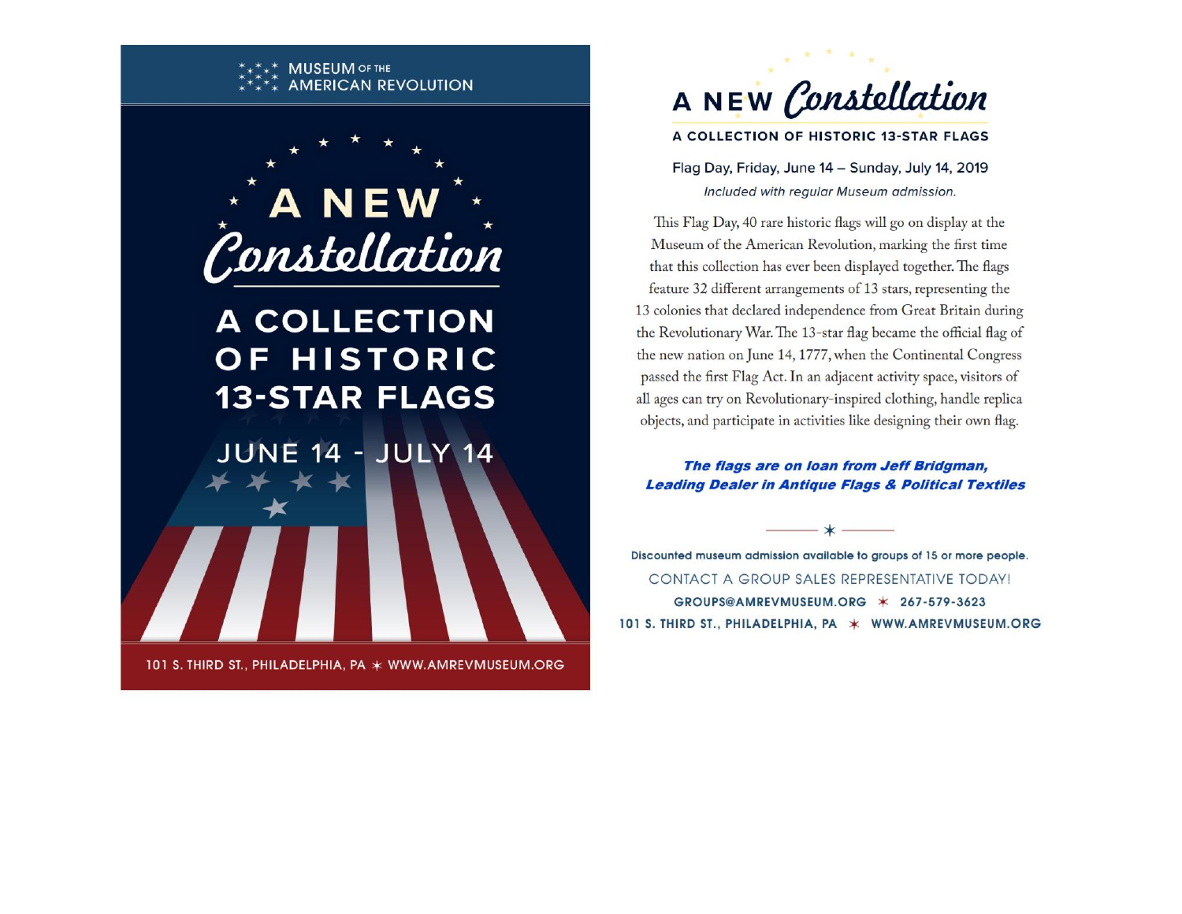MUSEUM OF THE AMERICAN REVOLUTION

# A NEW *Constellation*

## A COLLECTION OF HISTORIC 13-STAR FLAGS

JUNE 14 - JULY 14

101 S. THIRD ST., PHILADELPHIA, PA ✶ WWW.AMREVMUSEUM.ORG

# A NEW *Constellation*

### A COLLECTION OF HISTORIC 13-STAR FLAGS

Flag Day, Friday, June 14 – Sunday, July 14, 2019

*Included with regular Museum admission.*

This Flag Day, 40 rare historic flags will go on display at the Museum of the American Revolution, marking the first time that this collection has ever been displayed together. The flags feature 32 different arrangements of 13 stars, representing the 13 colonies that declared independence from Great Britain during the Revolutionary War. The 13-star flag became the official flag of the new nation on June 14, 1777, when the Continental Congress passed the first Flag Act. In an adjacent activity space, visitors of all ages can try on Revolutionary-inspired clothing, handle replica objects, and participate in activities like designing their own flag.

***The flags are on loan from Jeff Bridgman, Leading Dealer in Antique Flags & Political Textiles***

✶

**Discounted museum admission available to groups of 15 or more people.**

CONTACT A GROUP SALES REPRESENTATIVE TODAY!

**GROUPS@AMREVMUSEUM.ORG ✶ 267-579-3623**

**101 S. THIRD ST., PHILADELPHIA, PA ✶ WWW.AMREVMUSEUM.ORG**